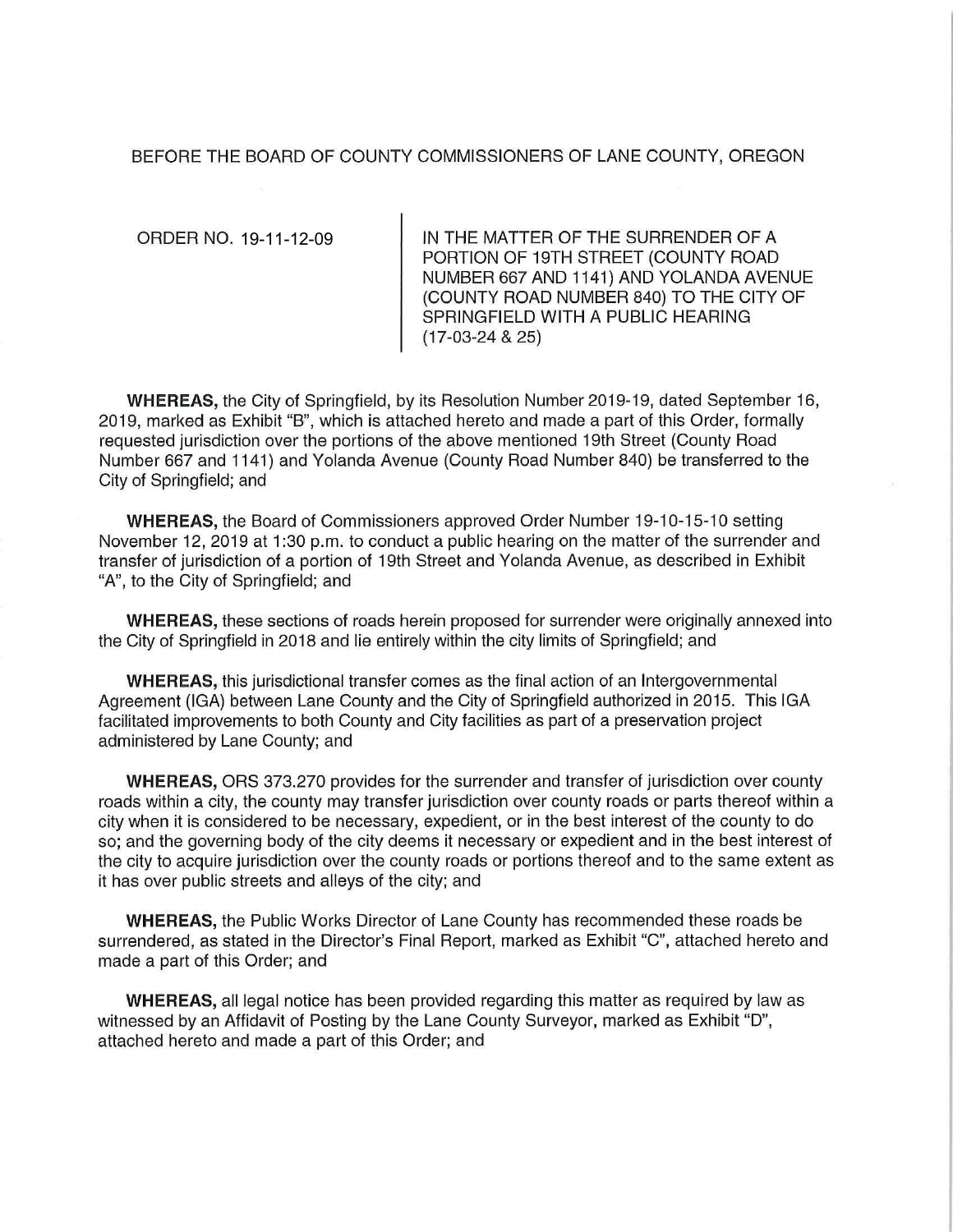BEFORE THE BOARD OF COUNTY COMMISSIONERS OF LANE COUNTY, OREGON

| ORDER NO. 19-11-12-09 | IN THE MATTER OF THE SURRENDER OF A PORTION OF 19TH STREET (COUNTY ROAD NUMBER 667 AND 1141) AND YOLANDA AVENUE (COUNTY ROAD NUMBER 840) TO THE CITY OF SPRINGFIELD WITH A PUBLIC HEARING (17-03-24 & 25) |
| --- | --- |

**WHEREAS,** the City of Springfield, by its Resolution Number 2019-19, dated September 16, 2019, marked as Exhibit "B", which is attached hereto and made a part of this Order, formally requested jurisdiction over the portions of the above mentioned 19th Street (County Road Number 667 and 1141) and Yolanda Avenue (County Road Number 840) be transferred to the City of Springfield; and

**WHEREAS,** the Board of Commissioners approved Order Number 19-10-15-10 setting November 12, 2019 at 1:30 p.m. to conduct a public hearing on the matter of the surrender and transfer of jurisdiction of a portion of 19th Street and Yolanda Avenue, as described in Exhibit "A", to the City of Springfield; and

**WHEREAS,** these sections of roads herein proposed for surrender were originally annexed into the City of Springfield in 2018 and lie entirely within the city limits of Springfield; and

**WHEREAS,** this jurisdictional transfer comes as the final action of an Intergovernmental Agreement (IGA) between Lane County and the City of Springfield authorized in 2015. This IGA facilitated improvements to both County and City facilities as part of a preservation project administered by Lane County; and

**WHEREAS,** ORS 373.270 provides for the surrender and transfer of jurisdiction over county roads within a city, the county may transfer jurisdiction over county roads or parts thereof within a city when it is considered to be necessary, expedient, or in the best interest of the county to do so; and the governing body of the city deems it necessary or expedient and in the best interest of the city to acquire jurisdiction over the county roads or portions thereof and to the same extent as it has over public streets and alleys of the city; and

**WHEREAS,** the Public Works Director of Lane County has recommended these roads be surrendered, as stated in the Director's Final Report, marked as Exhibit "C", attached hereto and made a part of this Order; and

**WHEREAS,** all legal notice has been provided regarding this matter as required by law as witnessed by an Affidavit of Posting by the Lane County Surveyor, marked as Exhibit "D", attached hereto and made a part of this Order; and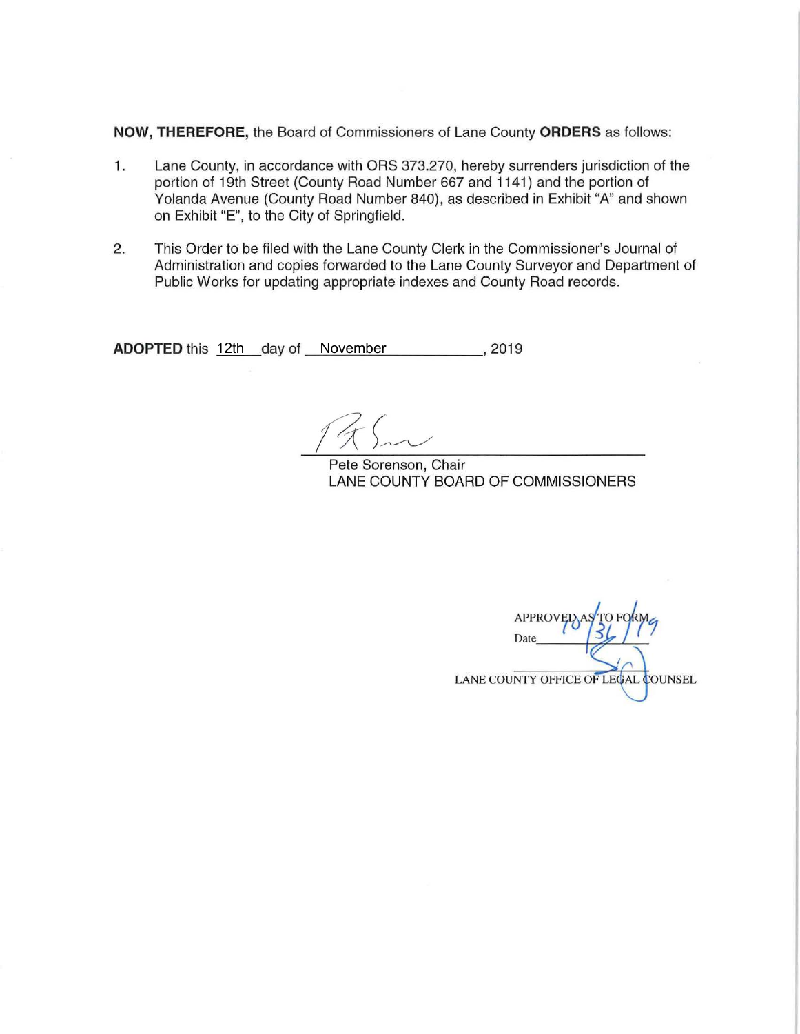**NOW, THEREFORE,** the Board of Commissioners of Lane County **ORDERS** as follows:

1. Lane County, in accordance with ORS 373.270, hereby surrenders jurisdiction of the portion of 19th Street (County Road Number 667 and 1141) and the portion of Yolanda Avenue (County Road Number 840), as described in Exhibit "A" and shown on Exhibit "E", to the City of Springfield.

2. This Order to be filed with the Lane County Clerk in the Commissioner's Journal of Administration and copies forwarded to the Lane County Surveyor and Department of Public Works for updating appropriate indexes and County Road records.

**ADOPTED** this 12th day of November, 2019

Pete Sorenson, Chair
LANE COUNTY BOARD OF COMMISSIONERS

APPROVED AS TO FORM
Date 10/31/19

LANE COUNTY OFFICE OF LEGAL COUNSEL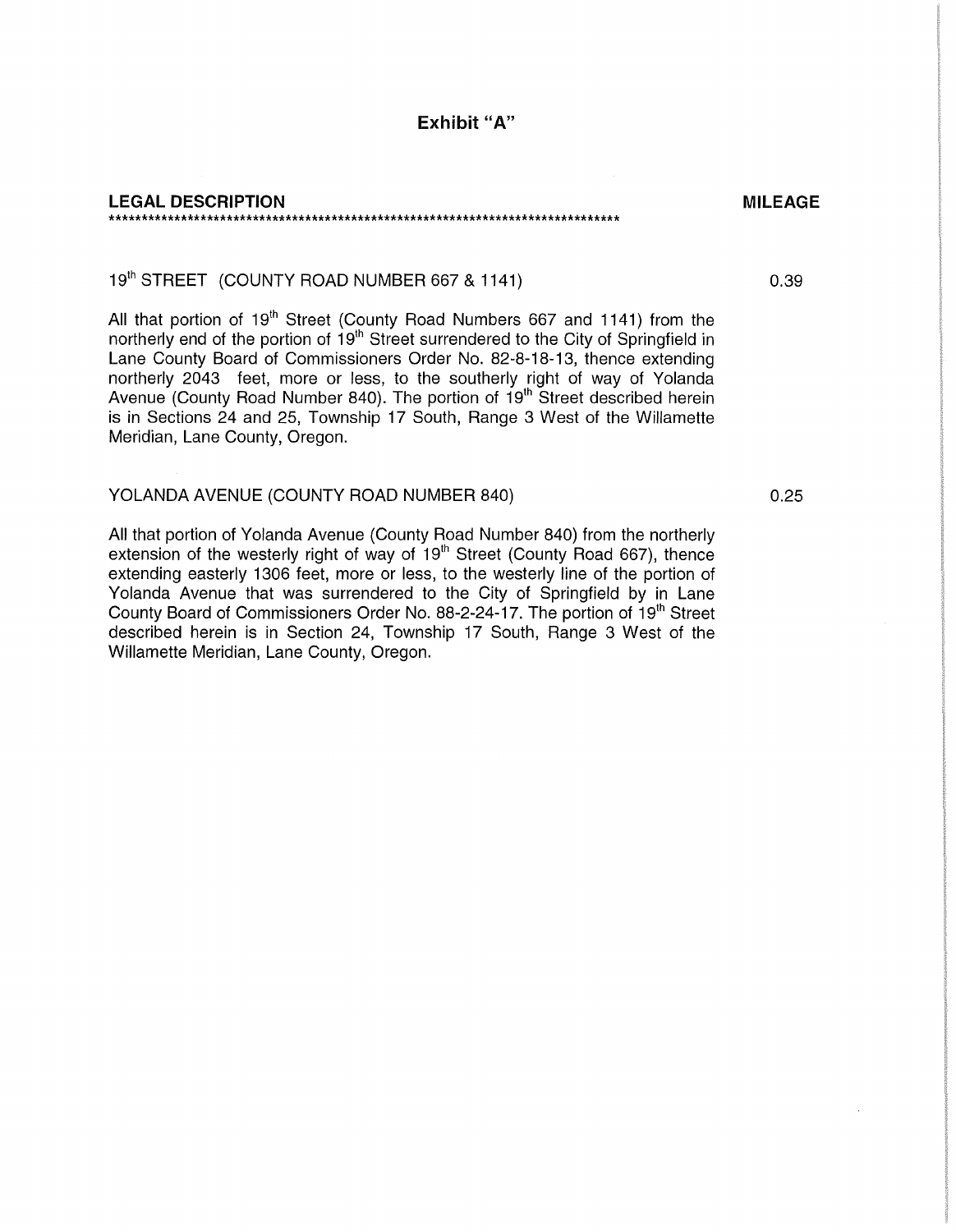## Exhibit "A"

| LEGAL DESCRIPTION | MILEAGE |
|---|---|
| 19th STREET (COUNTY ROAD NUMBER 667 & 1141) | 0.39 |

****************************************************************************

All that portion of 19th Street (County Road Numbers 667 and 1141) from the northerly end of the portion of 19th Street surrendered to the City of Springfield in Lane County Board of Commissioners Order No. 82-8-18-13, thence extending northerly 2043 feet, more or less, to the southerly right of way of Yolanda Avenue (County Road Number 840). The portion of 19th Street described herein is in Sections 24 and 25, Township 17 South, Range 3 West of the Willamette Meridian, Lane County, Oregon.

| | |
|---|---|
| YOLANDA AVENUE (COUNTY ROAD NUMBER 840) | 0.25 |

All that portion of Yolanda Avenue (County Road Number 840) from the northerly extension of the westerly right of way of 19th Street (County Road 667), thence extending easterly 1306 feet, more or less, to the westerly line of the portion of Yolanda Avenue that was surrendered to the City of Springfield by in Lane County Board of Commissioners Order No. 88-2-24-17. The portion of 19th Street described herein is in Section 24, Township 17 South, Range 3 West of the Willamette Meridian, Lane County, Oregon.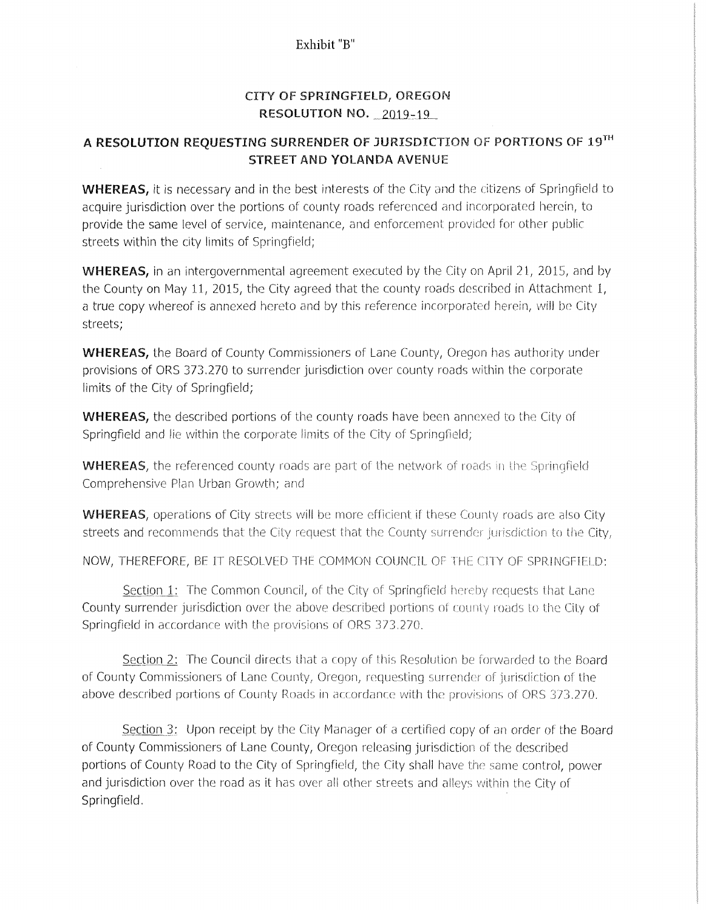Exhibit "B"

## CITY OF SPRINGFIELD, OREGON
## RESOLUTION NO. 2019-19

# A RESOLUTION REQUESTING SURRENDER OF JURISDICTION OF PORTIONS OF 19TH STREET AND YOLANDA AVENUE

**WHEREAS,** it is necessary and in the best interests of the City and the citizens of Springfield to acquire jurisdiction over the portions of county roads referenced and incorporated herein, to provide the same level of service, maintenance, and enforcement provided for other public streets within the city limits of Springfield;

**WHEREAS,** in an intergovernmental agreement executed by the City on April 21, 2015, and by the County on May 11, 2015, the City agreed that the county roads described in Attachment 1, a true copy whereof is annexed hereto and by this reference incorporated herein, will be City streets;

**WHEREAS,** the Board of County Commissioners of Lane County, Oregon has authority under provisions of ORS 373.270 to surrender jurisdiction over county roads within the corporate limits of the City of Springfield;

**WHEREAS,** the described portions of the county roads have been annexed to the City of Springfield and lie within the corporate limits of the City of Springfield;

**WHEREAS,** the referenced county roads are part of the network of roads in the Springfield Comprehensive Plan Urban Growth; and

**WHEREAS,** operations of City streets will be more efficient if these County roads are also City streets and recommends that the City request that the County surrender jurisdiction to the City,

NOW, THEREFORE, BE IT RESOLVED THE COMMON COUNCIL OF THE CITY OF SPRINGFIELD:

Section 1: The Common Council, of the City of Springfield hereby requests that Lane County surrender jurisdiction over the above described portions of county roads to the City of Springfield in accordance with the provisions of ORS 373.270.

Section 2: The Council directs that a copy of this Resolution be forwarded to the Board of County Commissioners of Lane County, Oregon, requesting surrender of jurisdiction of the above described portions of County Roads in accordance with the provisions of ORS 373.270.

Section 3: Upon receipt by the City Manager of a certified copy of an order of the Board of County Commissioners of Lane County, Oregon releasing jurisdiction of the described portions of County Road to the City of Springfield, the City shall have the same control, power and jurisdiction over the road as it has over all other streets and alleys within the City of Springfield.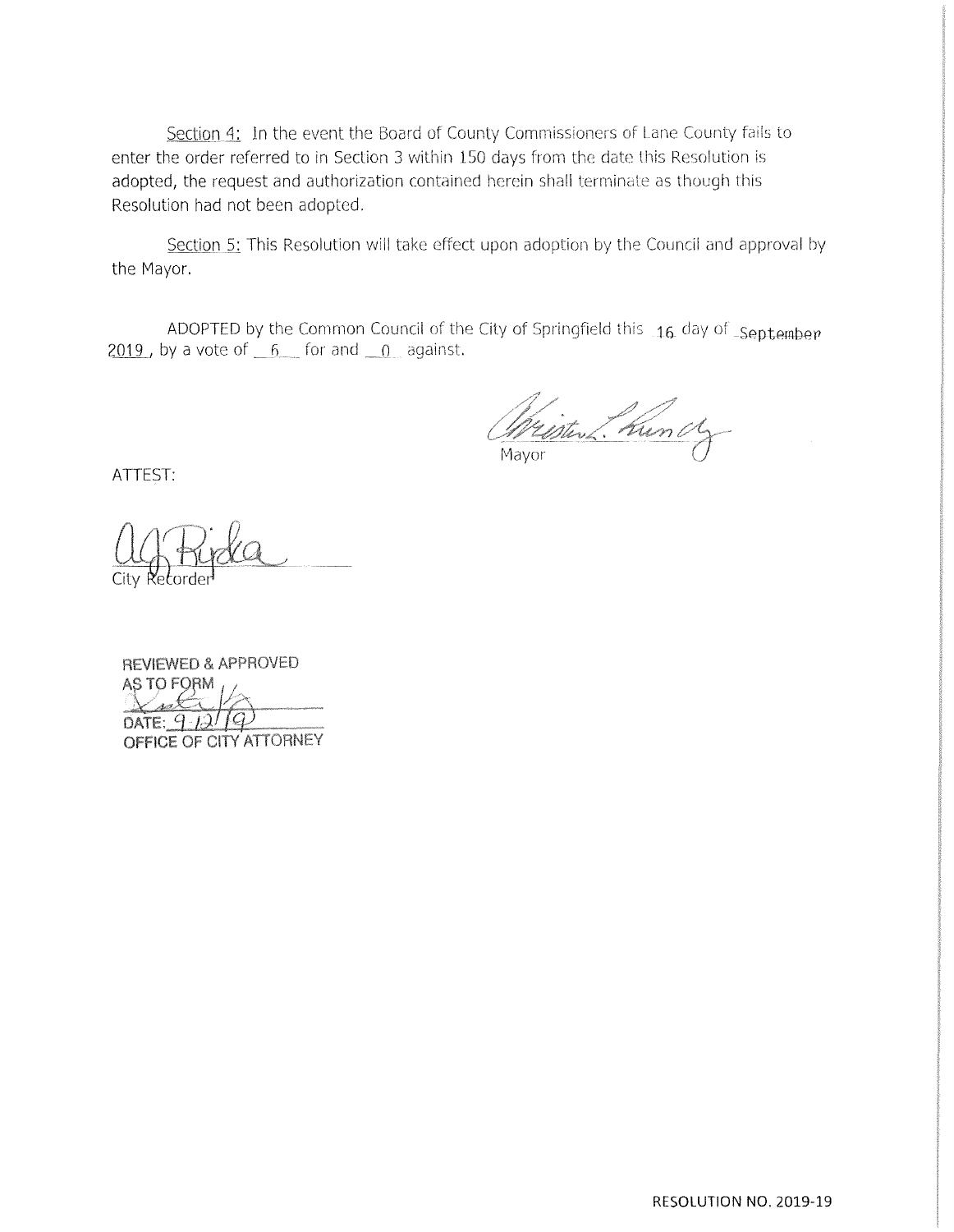Section 4: In the event the Board of County Commissioners of Lane County fails to enter the order referred to in Section 3 within 150 days from the date this Resolution is adopted, the request and authorization contained herein shall terminate as though this Resolution had not been adopted.

Section 5: This Resolution will take effect upon adoption by the Council and approval by the Mayor.

ADOPTED by the Common Council of the City of Springfield this 16 day of September 2019, by a vote of 6 for and 0 against.

Mayor

ATTEST:

City Recorder

REVIEWED & APPROVED AS TO FORM
DATE: 9-12-19
OFFICE OF CITY ATTORNEY

RESOLUTION NO. 2019-19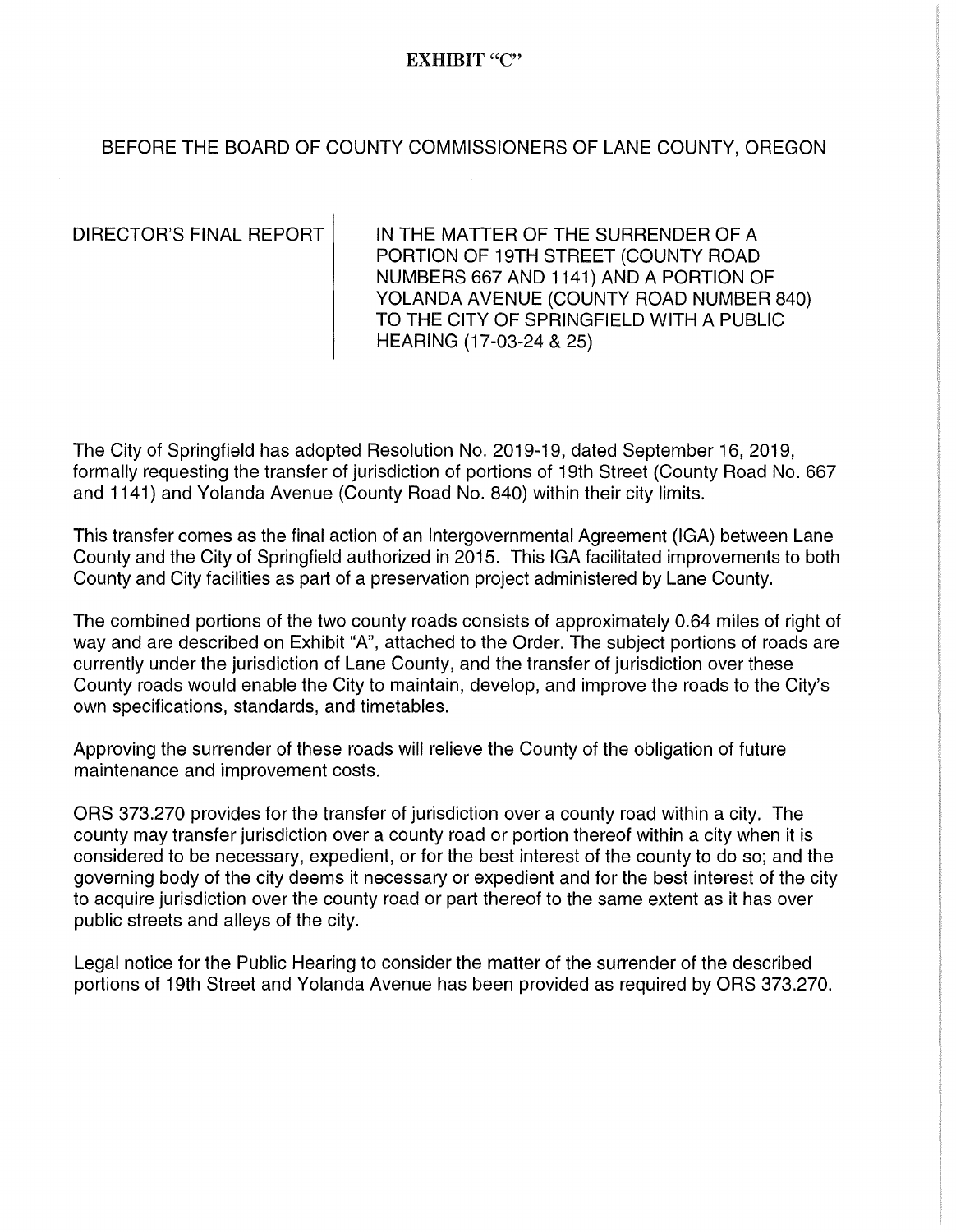**EXHIBIT "C"**

BEFORE THE BOARD OF COUNTY COMMISSIONERS OF LANE COUNTY, OREGON

| DIRECTOR'S FINAL REPORT | IN THE MATTER OF THE SURRENDER OF A PORTION OF 19TH STREET (COUNTY ROAD NUMBERS 667 AND 1141) AND A PORTION OF YOLANDA AVENUE (COUNTY ROAD NUMBER 840) TO THE CITY OF SPRINGFIELD WITH A PUBLIC HEARING (17-03-24 & 25) |
|---|---|

The City of Springfield has adopted Resolution No. 2019-19, dated September 16, 2019, formally requesting the transfer of jurisdiction of portions of 19th Street (County Road No. 667 and 1141) and Yolanda Avenue (County Road No. 840) within their city limits.

This transfer comes as the final action of an Intergovernmental Agreement (IGA) between Lane County and the City of Springfield authorized in 2015. This IGA facilitated improvements to both County and City facilities as part of a preservation project administered by Lane County.

The combined portions of the two county roads consists of approximately 0.64 miles of right of way and are described on Exhibit "A", attached to the Order. The subject portions of roads are currently under the jurisdiction of Lane County, and the transfer of jurisdiction over these County roads would enable the City to maintain, develop, and improve the roads to the City's own specifications, standards, and timetables.

Approving the surrender of these roads will relieve the County of the obligation of future maintenance and improvement costs.

ORS 373.270 provides for the transfer of jurisdiction over a county road within a city. The county may transfer jurisdiction over a county road or portion thereof within a city when it is considered to be necessary, expedient, or for the best interest of the county to do so; and the governing body of the city deems it necessary or expedient and for the best interest of the city to acquire jurisdiction over the county road or part thereof to the same extent as it has over public streets and alleys of the city.

Legal notice for the Public Hearing to consider the matter of the surrender of the described portions of 19th Street and Yolanda Avenue has been provided as required by ORS 373.270.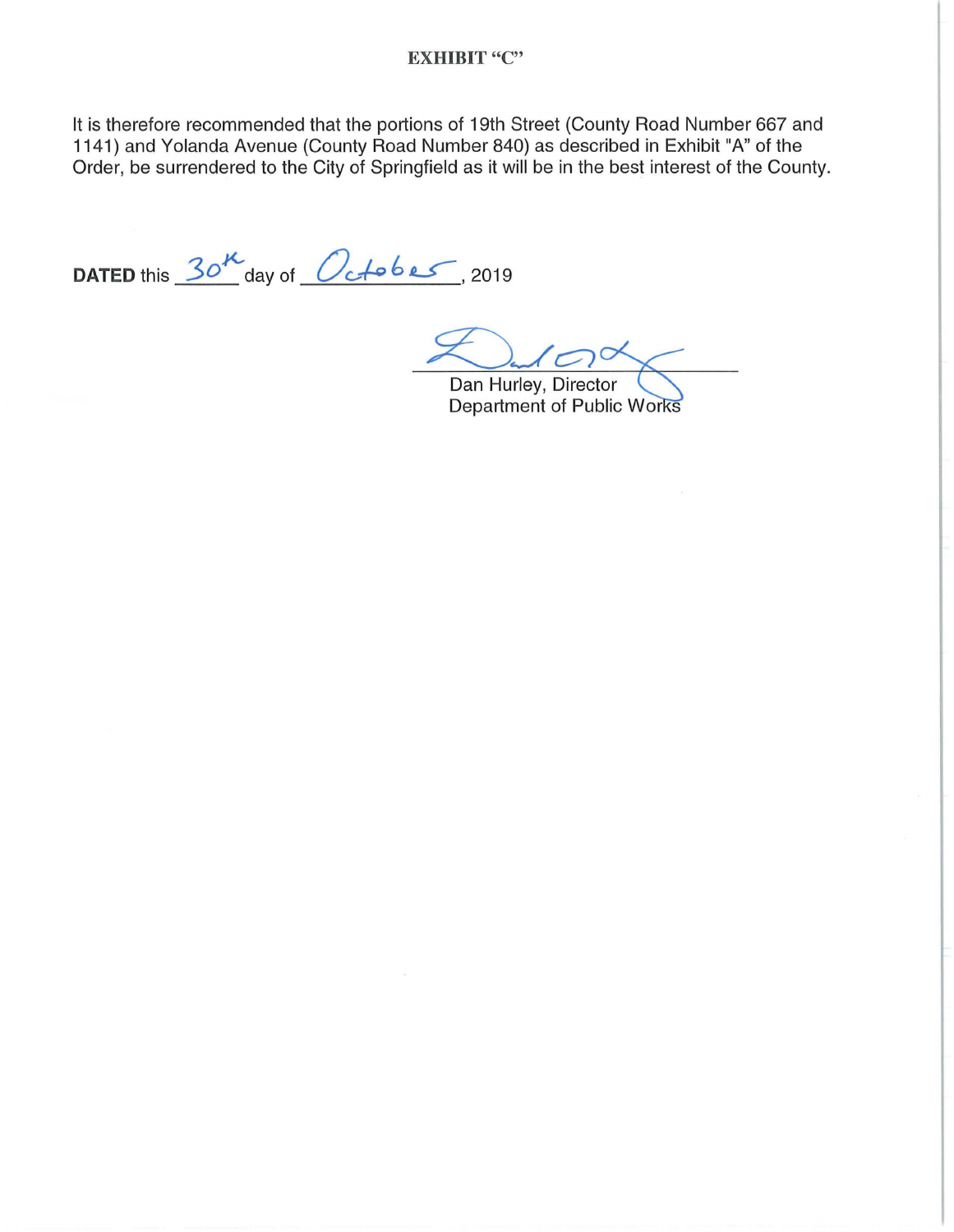# EXHIBIT "C"

It is therefore recommended that the portions of 19th Street (County Road Number 667 and 1141) and Yolanda Avenue (County Road Number 840) as described in Exhibit "A" of the Order, be surrendered to the City of Springfield as it will be in the best interest of the County.

**DATED** this 30th day of October, 2019

Dan Hurley, Director
Department of Public Works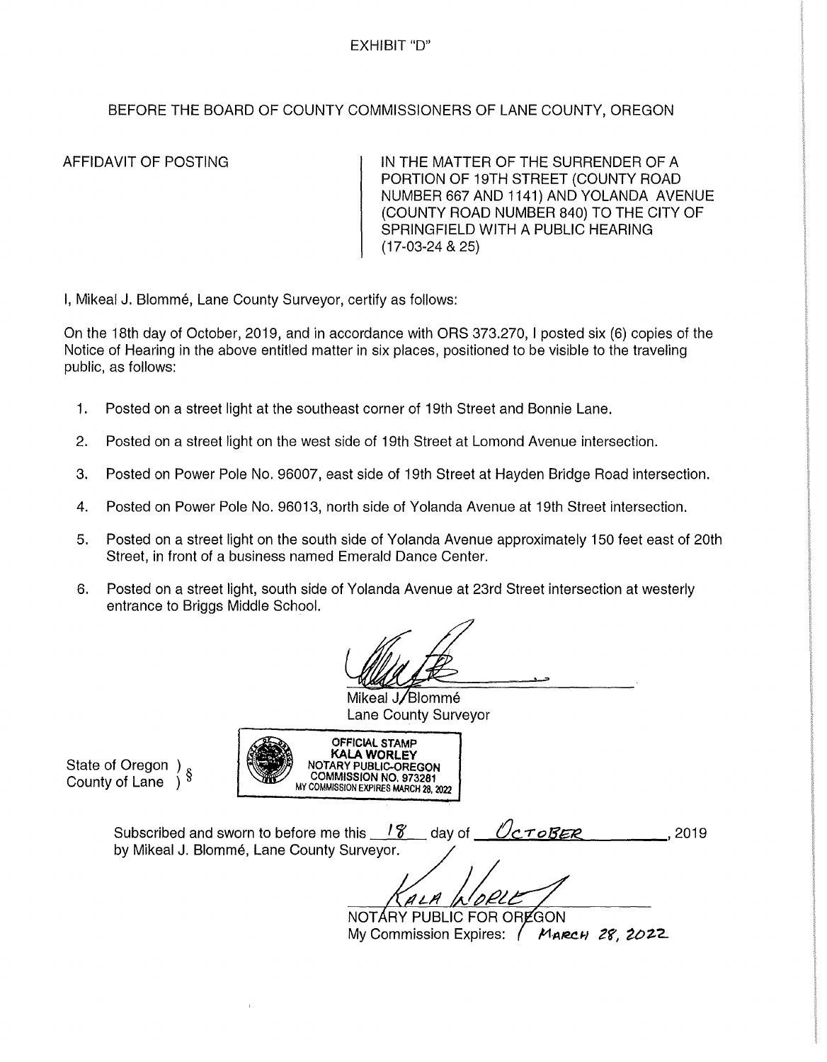EXHIBIT "D"

BEFORE THE BOARD OF COUNTY COMMISSIONERS OF LANE COUNTY, OREGON

| AFFIDAVIT OF POSTING | IN THE MATTER OF THE SURRENDER OF A PORTION OF 19TH STREET (COUNTY ROAD NUMBER 667 AND 1141) AND YOLANDA AVENUE (COUNTY ROAD NUMBER 840) TO THE CITY OF SPRINGFIELD WITH A PUBLIC HEARING (17-03-24 & 25) |
|---|---|

I, Mikeal J. Blommé, Lane County Surveyor, certify as follows:

On the 18th day of October, 2019, and in accordance with ORS 373.270, I posted six (6) copies of the Notice of Hearing in the above entitled matter in six places, positioned to be visible to the traveling public, as follows:

1. Posted on a street light at the southeast corner of 19th Street and Bonnie Lane.
2. Posted on a street light on the west side of 19th Street at Lomond Avenue intersection.
3. Posted on Power Pole No. 96007, east side of 19th Street at Hayden Bridge Road intersection.
4. Posted on Power Pole No. 96013, north side of Yolanda Avenue at 19th Street intersection.
5. Posted on a street light on the south side of Yolanda Avenue approximately 150 feet east of 20th Street, in front of a business named Emerald Dance Center.
6. Posted on a street light, south side of Yolanda Avenue at 23rd Street intersection at westerly entrance to Briggs Middle School.

Mikeal J. Blommé
Lane County Surveyor

State of Oregon ) §
County of Lane )

OFFICIAL STAMP
KALA WORLEY
NOTARY PUBLIC-OREGON
COMMISSION NO. 973281
MY COMMISSION EXPIRES MARCH 28, 2022

Subscribed and sworn to before me this 18 day of October, 2019 by Mikeal J. Blommé, Lane County Surveyor.

Kala Worley
NOTARY PUBLIC FOR OREGON
My Commission Expires: March 28, 2022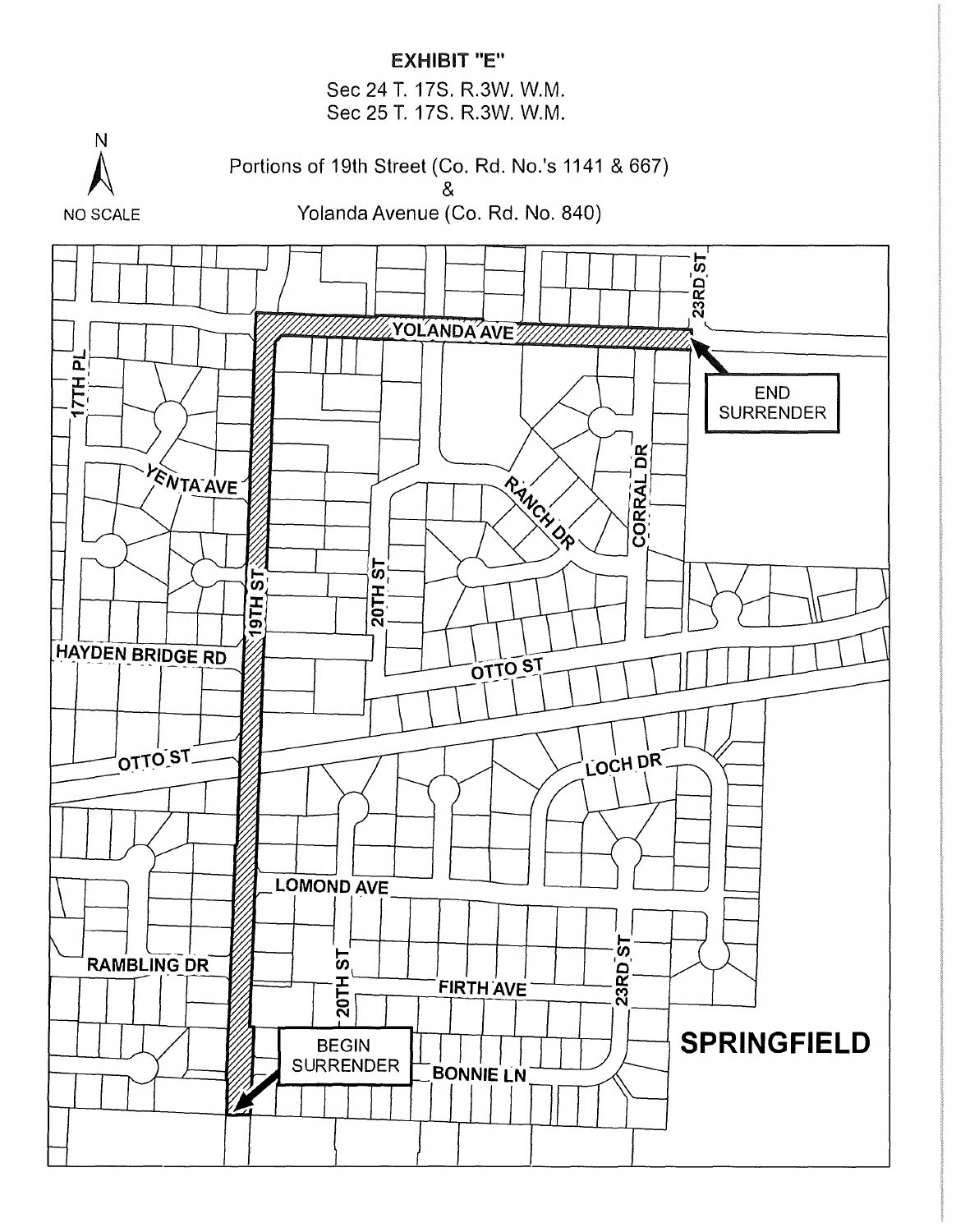**EXHIBIT "E"**

Sec 24 T. 17S. R.3W. W.M.
Sec 25 T. 17S. R.3W. W.M.

N

NO SCALE

Portions of 19th Street (Co. Rd. No.'s 1141 & 667)
&
Yolanda Avenue (Co. Rd. No. 840)

YOLANDA AVE

23RD ST

END SURRENDER

17TH PL

YENTA AVE

RANCH DR

CORRAL DR

19TH ST

20TH ST

HAYDEN BRIDGE RD

OTTO ST

OTTO ST

LOCH DR

LOMOND AVE

RAMBLING DR

20TH ST

FIRTH AVE

23RD ST

BEGIN SURRENDER

BONNIE LN

SPRINGFIELD